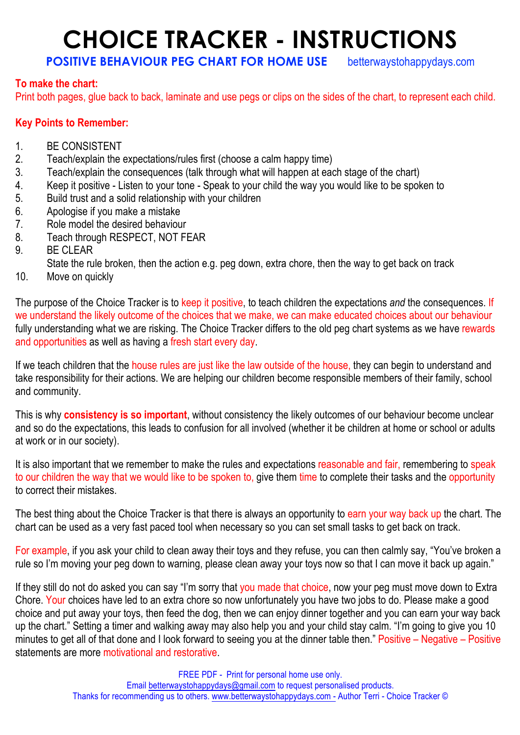# CHOICE TRACKER - INSTRUCTIONS

**POSITIVE BEHAVIOUR PEG CHART FOR HOME USE** betterwaystohappydays.com

**To make the chart:**
Print both pages, glue back to back, laminate and use pegs or clips on the sides of the chart, to represent each child.

**Key Points to Remember:**

1. BE CONSISTENT
2. Teach/explain the expectations/rules first (choose a calm happy time)
3. Teach/explain the consequences (talk through what will happen at each stage of the chart)
4. Keep it positive - Listen to your tone - Speak to your child the way you would like to be spoken to
5. Build trust and a solid relationship with your children
6. Apologise if you make a mistake
7. Role model the desired behaviour
8. Teach through RESPECT, NOT FEAR
9. BE CLEAR
   State the rule broken, then the action e.g. peg down, extra chore, then the way to get back on track
10. Move on quickly

The purpose of the Choice Tracker is to keep it positive, to teach children the expectations *and* the consequences. If we understand the likely outcome of the choices that we make, we can make educated choices about our behaviour fully understanding what we are risking. The Choice Tracker differs to the old peg chart systems as we have rewards and opportunities as well as having a fresh start every day.

If we teach children that the house rules are just like the law outside of the house, they can begin to understand and take responsibility for their actions. We are helping our children become responsible members of their family, school and community.

This is why **consistency is so important**, without consistency the likely outcomes of our behaviour become unclear and so do the expectations, this leads to confusion for all involved (whether it be children at home or school or adults at work or in our society).

It is also important that we remember to make the rules and expectations reasonable and fair, remembering to speak to our children the way that we would like to be spoken to, give them time to complete their tasks and the opportunity to correct their mistakes.

The best thing about the Choice Tracker is that there is always an opportunity to earn your way back up the chart. The chart can be used as a very fast paced tool when necessary so you can set small tasks to get back on track.

For example, if you ask your child to clean away their toys and they refuse, you can then calmly say, "You've broken a rule so I'm moving your peg down to warning, please clean away your toys now so that I can move it back up again."

If they still do not do asked you can say "I'm sorry that you made that choice, now your peg must move down to Extra Chore. Your choices have led to an extra chore so now unfortunately you have two jobs to do. Please make a good choice and put away your toys, then feed the dog, then we can enjoy dinner together and you can earn your way back up the chart." Setting a timer and walking away may also help you and your child stay calm. "I'm going to give you 10 minutes to get all of that done and I look forward to seeing you at the dinner table then." Positive – Negative – Positive statements are more motivational and restorative.

FREE PDF - Print for personal home use only.
Email betterwaystohappydays@gmail.com to request personalised products.
Thanks for recommending us to others. www.betterwaystohappydays.com - Author Terri - Choice Tracker ©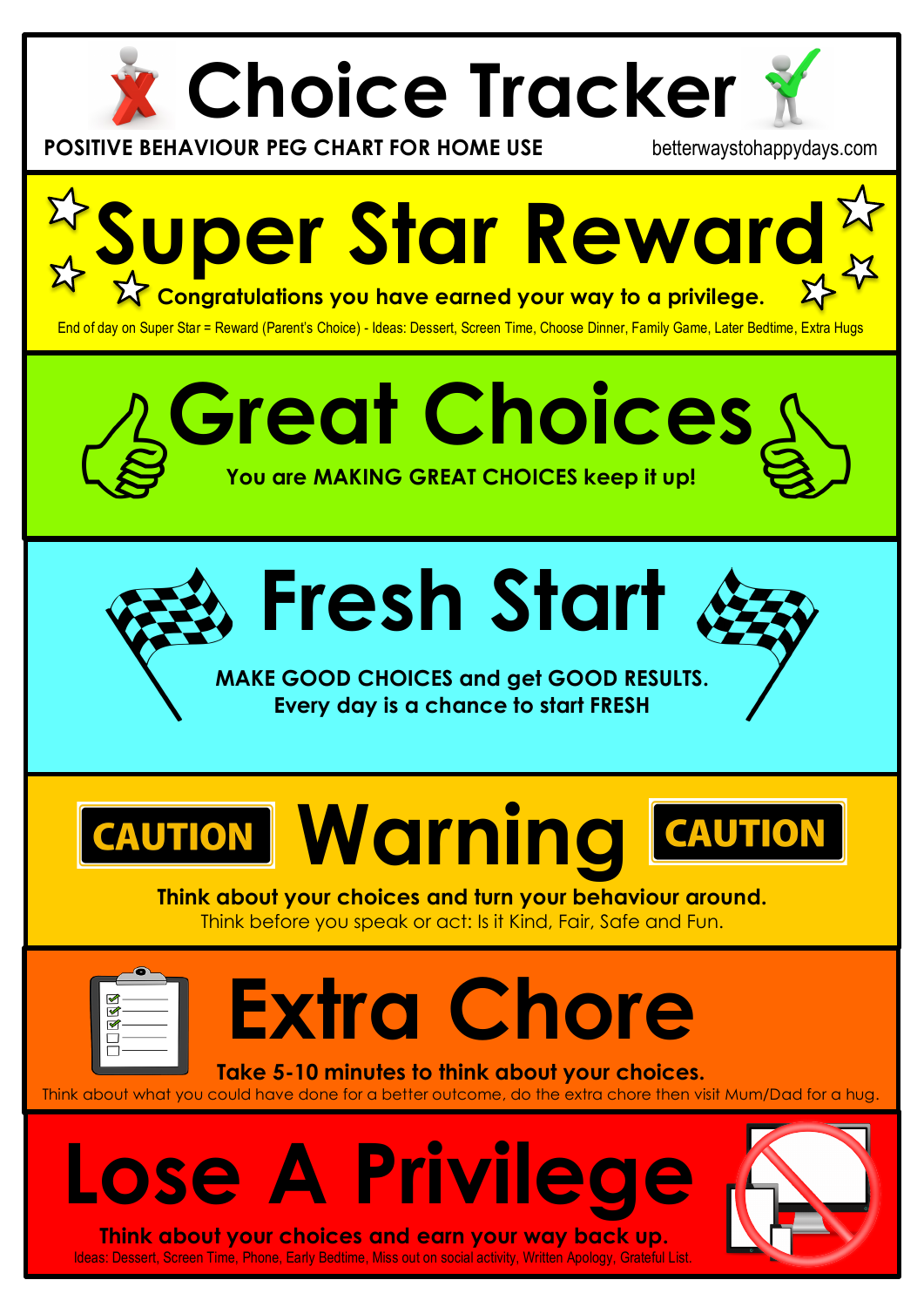# Choice Tracker

**POSITIVE BEHAVIOUR PEG CHART FOR HOME USE**

betterwaystohappydays.com

## Super Star Reward

**Congratulations you have earned your way to a privilege.**

End of day on Super Star = Reward (Parent's Choice) - Ideas: Dessert, Screen Time, Choose Dinner, Family Game, Later Bedtime, Extra Hugs

## Great Choices

**You are MAKING GREAT CHOICES keep it up!**

## Fresh Start

**MAKE GOOD CHOICES and get GOOD RESULTS.**
**Every day is a chance to start FRESH**

## CAUTION Warning CAUTION

**Think about your choices and turn your behaviour around.**

Think before you speak or act: Is it Kind, Fair, Safe and Fun.

## Extra Chore

**Take 5-10 minutes to think about your choices.**

Think about what you could have done for a better outcome, do the extra chore then visit Mum/Dad for a hug.

## Lose A Privilege

**Think about your choices and earn your way back up.**

Ideas: Dessert, Screen Time, Phone, Early Bedtime, Miss out on social activity, Written Apology, Grateful List.